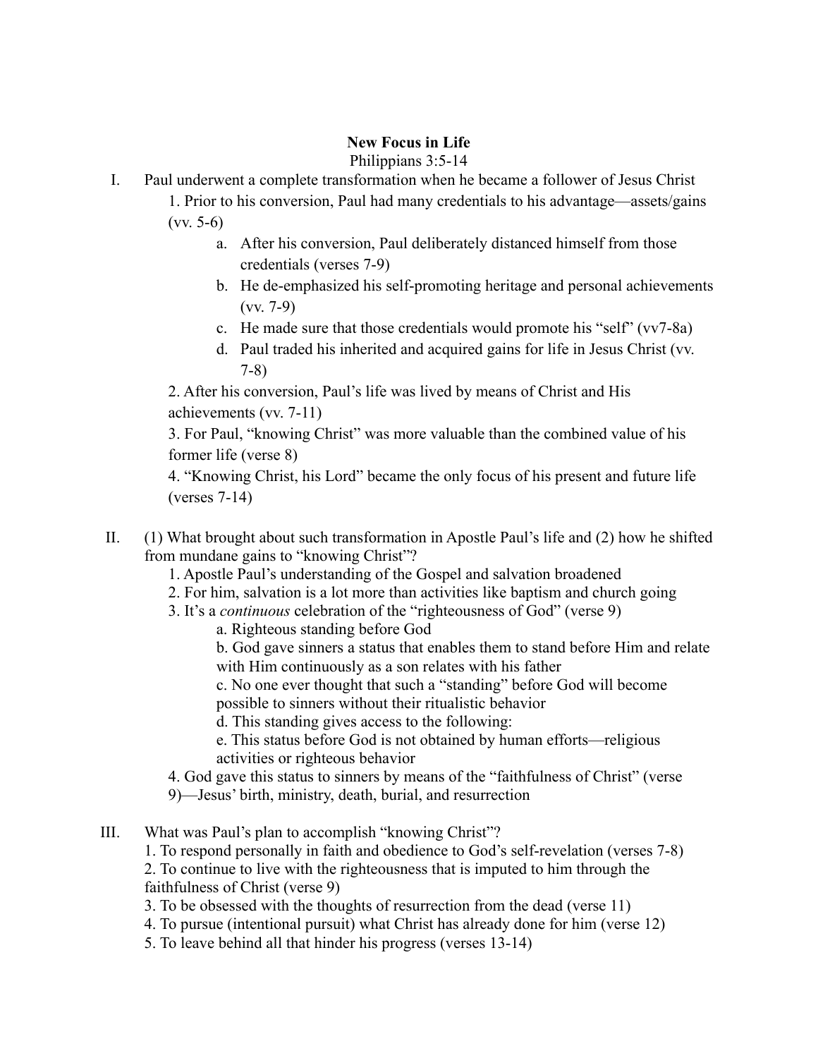# New Focus in Life

Philippians 3:5-14

I. Paul underwent a complete transformation when he became a follower of Jesus Christ
   1. Prior to his conversion, Paul had many credentials to his advantage—assets/gains (vv. 5-6)
      a. After his conversion, Paul deliberately distanced himself from those credentials (verses 7-9)
      b. He de-emphasized his self-promoting heritage and personal achievements (vv. 7-9)
      c. He made sure that those credentials would promote his "self" (vv7-8a)
      d. Paul traded his inherited and acquired gains for life in Jesus Christ (vv. 7-8)
   2. After his conversion, Paul's life was lived by means of Christ and His achievements (vv. 7-11)
   3. For Paul, "knowing Christ" was more valuable than the combined value of his former life (verse 8)
   4. "Knowing Christ, his Lord" became the only focus of his present and future life (verses 7-14)

II. (1) What brought about such transformation in Apostle Paul's life and (2) how he shifted from mundane gains to "knowing Christ"?
   1. Apostle Paul's understanding of the Gospel and salvation broadened
   2. For him, salvation is a lot more than activities like baptism and church going
   3. It's a *continuous* celebration of the "righteousness of God" (verse 9)
      a. Righteous standing before God
      b. God gave sinners a status that enables them to stand before Him and relate with Him continuously as a son relates with his father
      c. No one ever thought that such a "standing" before God will become possible to sinners without their ritualistic behavior
      d. This standing gives access to the following:
      e. This status before God is not obtained by human efforts—religious activities or righteous behavior
   4. God gave this status to sinners by means of the "faithfulness of Christ" (verse 9)—Jesus' birth, ministry, death, burial, and resurrection

III. What was Paul's plan to accomplish "knowing Christ"?
   1. To respond personally in faith and obedience to God's self-revelation (verses 7-8)
   2. To continue to live with the righteousness that is imputed to him through the faithfulness of Christ (verse 9)
   3. To be obsessed with the thoughts of resurrection from the dead (verse 11)
   4. To pursue (intentional pursuit) what Christ has already done for him (verse 12)
   5. To leave behind all that hinder his progress (verses 13-14)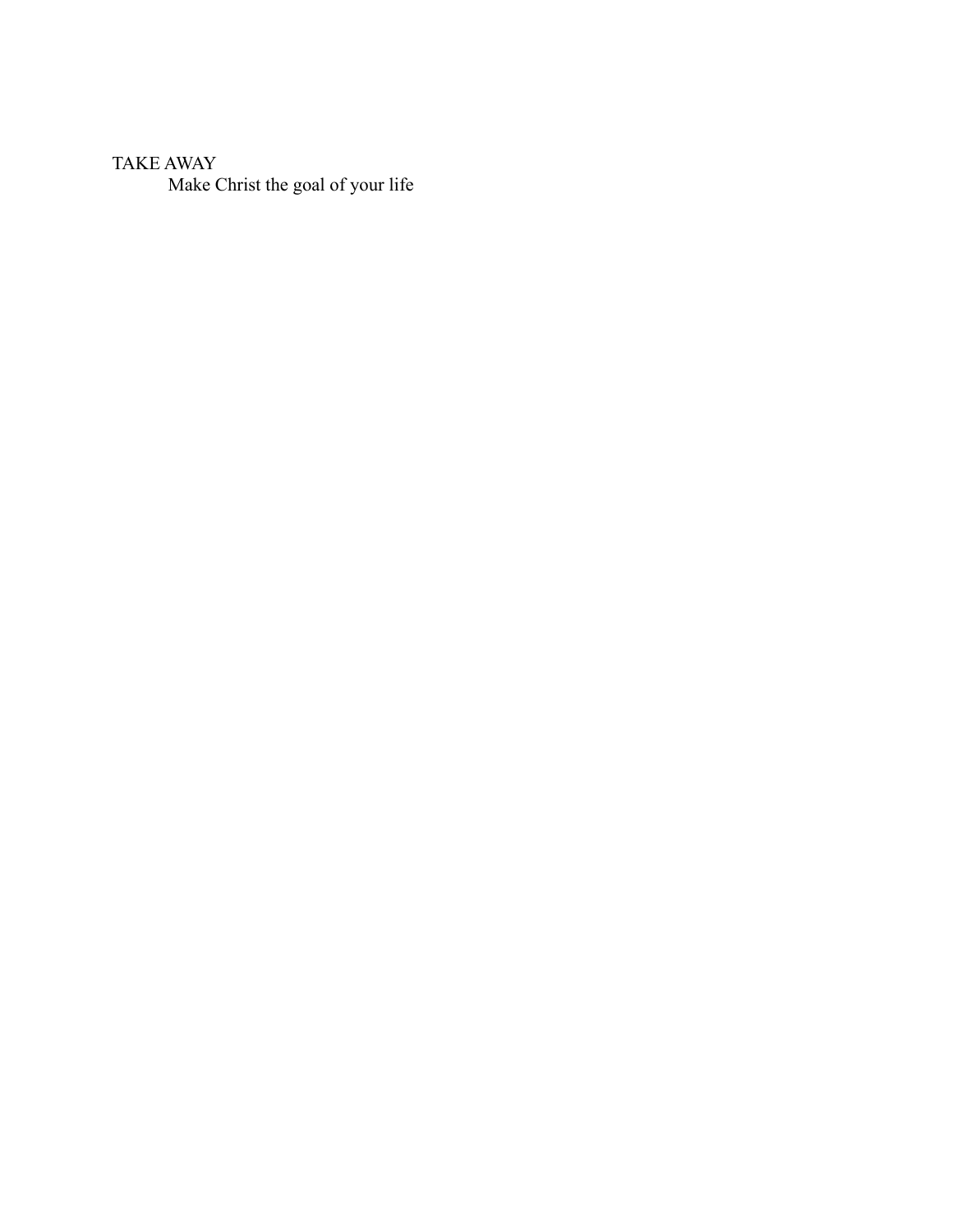TAKE AWAY

Make Christ the goal of your life